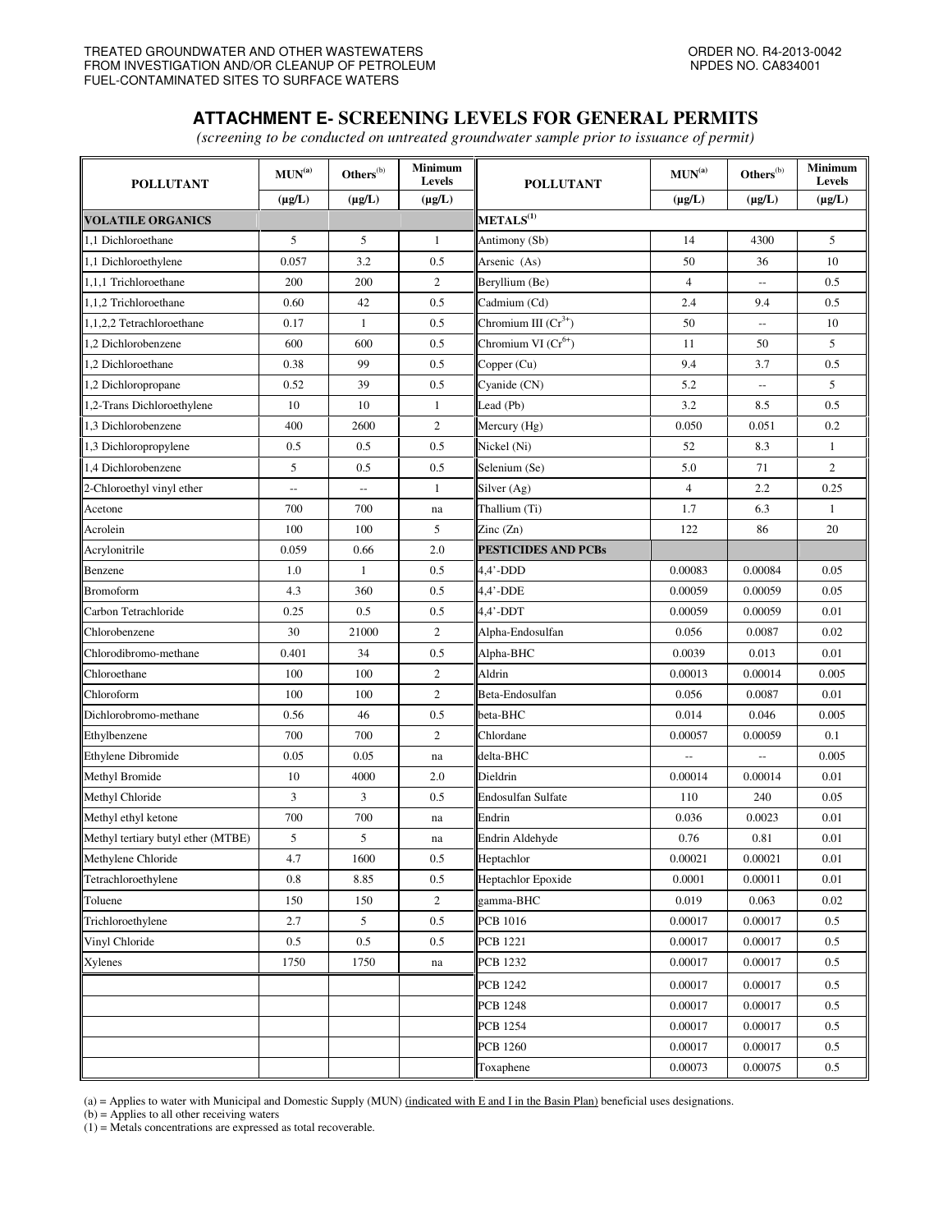TREATED GROUNDWATER AND OTHER WASTEWATERS FROM INVESTIGATION AND/OR CLEANUP OF PETROLEUM FUEL-CONTAMINATED SITES TO SURFACE WATERS

ORDER NO. R4-2013-0042
NPDES NO. CA834001

## ATTACHMENT E- SCREENING LEVELS FOR GENERAL PERMITS

*(screening to be conducted on untreated groundwater sample prior to issuance of permit)*

| POLLUTANT | MUN[(a)] | Others[(b)] | Minimum Levels | POLLUTANT | MUN[(a)] | Others[(b)] | Minimum Levels |
|---|---|---|---|---|---|---|---|
| | (µg/L) | (µg/L) | (µg/L) | | (µg/L) | (µg/L) | (µg/L) |
| **VOLATILE ORGANICS** | | | | **METALS[(1)]** | | | |
| 1,1 Dichloroethane | 5 | 5 | 1 | Antimony (Sb) | 14 | 4300 | 5 |
| 1,1 Dichloroethylene | 0.057 | 3.2 | 0.5 | Arsenic (As) | 50 | 36 | 10 |
| 1,1,1 Trichloroethane | 200 | 200 | 2 | Beryllium (Be) | 4 | -- | 0.5 |
| 1,1,2 Trichloroethane | 0.60 | 42 | 0.5 | Cadmium (Cd) | 2.4 | 9.4 | 0.5 |
| 1,1,2,2 Tetrachloroethane | 0.17 | 1 | 0.5 | Chromium III ($Cr^{3+}$) | 50 | -- | 10 |
| 1,2 Dichlorobenzene | 600 | 600 | 0.5 | Chromium VI ($Cr^{6+}$) | 11 | 50 | 5 |
| 1,2 Dichloroethane | 0.38 | 99 | 0.5 | Copper (Cu) | 9.4 | 3.7 | 0.5 |
| 1,2 Dichloropropane | 0.52 | 39 | 0.5 | Cyanide (CN) | 5.2 | -- | 5 |
| 1,2-Trans Dichloroethylene | 10 | 10 | 1 | Lead (Pb) | 3.2 | 8.5 | 0.5 |
| 1,3 Dichlorobenzene | 400 | 2600 | 2 | Mercury (Hg) | 0.050 | 0.051 | 0.2 |
| 1,3 Dichloropropylene | 0.5 | 0.5 | 0.5 | Nickel (Ni) | 52 | 8.3 | 1 |
| 1,4 Dichlorobenzene | 5 | 0.5 | 0.5 | Selenium (Se) | 5.0 | 71 | 2 |
| 2-Chloroethyl vinyl ether | -- | -- | 1 | Silver (Ag) | 4 | 2.2 | 0.25 |
| Acetone | 700 | 700 | na | Thallium (Ti) | 1.7 | 6.3 | 1 |
| Acrolein | 100 | 100 | 5 | Zinc (Zn) | 122 | 86 | 20 |
| Acrylonitrile | 0.059 | 0.66 | 2.0 | **PESTICIDES AND PCBs** | | | |
| Benzene | 1.0 | 1 | 0.5 | 4,4'-DDD | 0.00083 | 0.00084 | 0.05 |
| Bromoform | 4.3 | 360 | 0.5 | 4,4'-DDE | 0.00059 | 0.00059 | 0.05 |
| Carbon Tetrachloride | 0.25 | 0.5 | 0.5 | 4,4'-DDT | 0.00059 | 0.00059 | 0.01 |
| Chlorobenzene | 30 | 21000 | 2 | Alpha-Endosulfan | 0.056 | 0.0087 | 0.02 |
| Chlorodibromo-methane | 0.401 | 34 | 0.5 | Alpha-BHC | 0.0039 | 0.013 | 0.01 |
| Chloroethane | 100 | 100 | 2 | Aldrin | 0.00013 | 0.00014 | 0.005 |
| Chloroform | 100 | 100 | 2 | Beta-Endosulfan | 0.056 | 0.0087 | 0.01 |
| Dichlorobromo-methane | 0.56 | 46 | 0.5 | beta-BHC | 0.014 | 0.046 | 0.005 |
| Ethylbenzene | 700 | 700 | 2 | Chlordane | 0.00057 | 0.00059 | 0.1 |
| Ethylene Dibromide | 0.05 | 0.05 | na | delta-BHC | -- | -- | 0.005 |
| Methyl Bromide | 10 | 4000 | 2.0 | Dieldrin | 0.00014 | 0.00014 | 0.01 |
| Methyl Chloride | 3 | 3 | 0.5 | Endosulfan Sulfate | 110 | 240 | 0.05 |
| Methyl ethyl ketone | 700 | 700 | na | Endrin | 0.036 | 0.0023 | 0.01 |
| Methyl tertiary butyl ether (MTBE) | 5 | 5 | na | Endrin Aldehyde | 0.76 | 0.81 | 0.01 |
| Methylene Chloride | 4.7 | 1600 | 0.5 | Heptachlor | 0.00021 | 0.00021 | 0.01 |
| Tetrachloroethylene | 0.8 | 8.85 | 0.5 | Heptachlor Epoxide | 0.0001 | 0.00011 | 0.01 |
| Toluene | 150 | 150 | 2 | gamma-BHC | 0.019 | 0.063 | 0.02 |
| Trichloroethylene | 2.7 | 5 | 0.5 | PCB 1016 | 0.00017 | 0.00017 | 0.5 |
| Vinyl Chloride | 0.5 | 0.5 | 0.5 | PCB 1221 | 0.00017 | 0.00017 | 0.5 |
| Xylenes | 1750 | 1750 | na | PCB 1232 | 0.00017 | 0.00017 | 0.5 |
| | | | | PCB 1242 | 0.00017 | 0.00017 | 0.5 |
| | | | | PCB 1248 | 0.00017 | 0.00017 | 0.5 |
| | | | | PCB 1254 | 0.00017 | 0.00017 | 0.5 |
| | | | | PCB 1260 | 0.00017 | 0.00017 | 0.5 |
| | | | | Toxaphene | 0.00073 | 0.00075 | 0.5 |

(a) = Applies to water with Municipal and Domestic Supply (MUN) (indicated with E and I in the Basin Plan) beneficial uses designations.
(b) = Applies to all other receiving waters
(1) = Metals concentrations are expressed as total recoverable.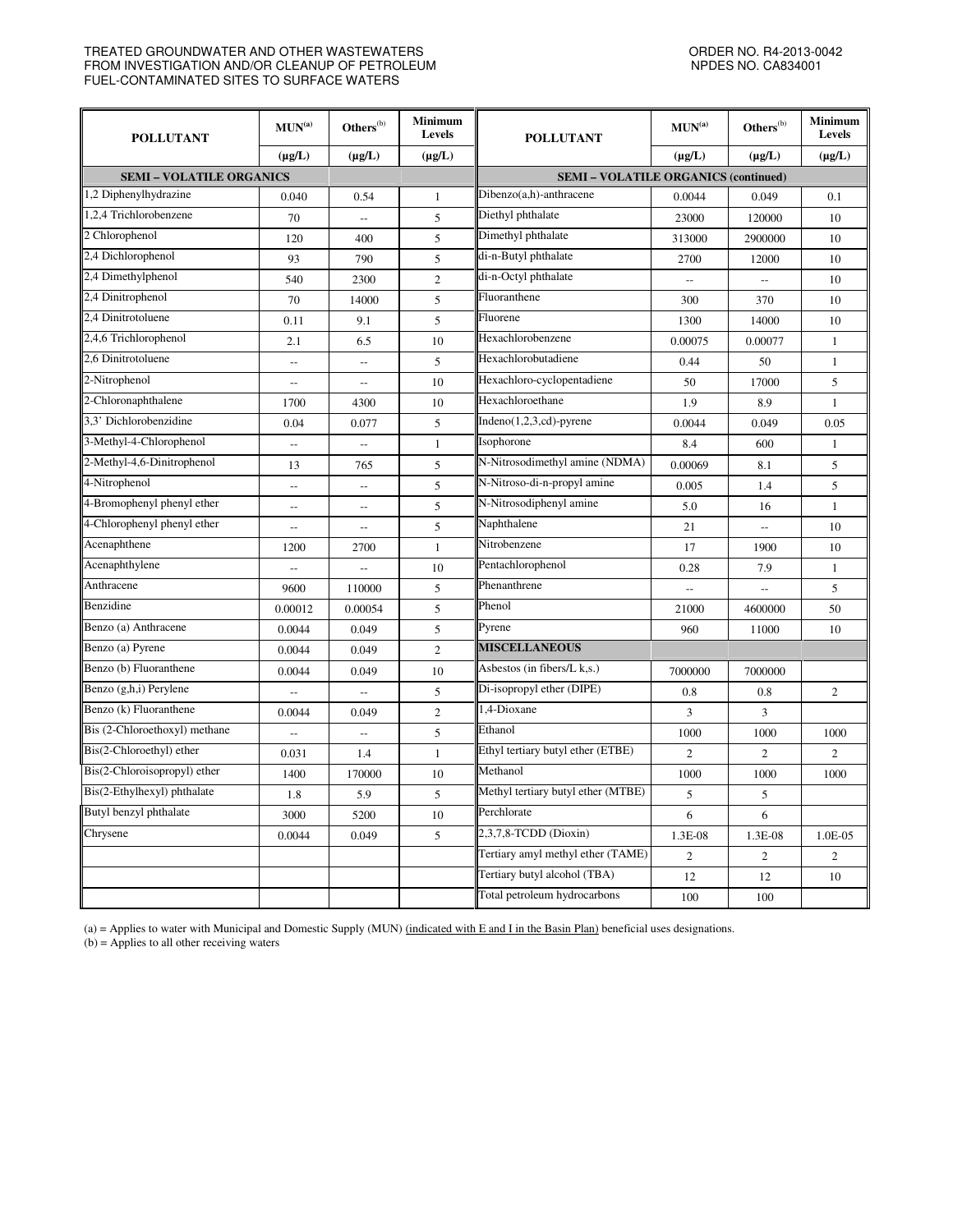| POLLUTANT | MUN[(a)] | Others[(b)] | Minimum Levels | POLLUTANT | MUN[(a)] | Others[(b)] | Minimum Levels |
|---|---|---|---|---|---|---|---|
| | (μg/L) | (μg/L) | (μg/L) | | (μg/L) | (μg/L) | (μg/L) |
| **SEMI – VOLATILE ORGANICS** | | | | **SEMI – VOLATILE ORGANICS (continued)** | | | |
| 1,2 Diphenylhydrazine | 0.040 | 0.54 | 1 | Dibenzo(a,h)-anthracene | 0.0044 | 0.049 | 0.1 |
| 1,2,4 Trichlorobenzene | 70 | -- | 5 | Diethyl phthalate | 23000 | 120000 | 10 |
| 2 Chlorophenol | 120 | 400 | 5 | Dimethyl phthalate | 313000 | 2900000 | 10 |
| 2,4 Dichlorophenol | 93 | 790 | 5 | di-n-Butyl phthalate | 2700 | 12000 | 10 |
| 2,4 Dimethylphenol | 540 | 2300 | 2 | di-n-Octyl phthalate | -- | -- | 10 |
| 2,4 Dinitrophenol | 70 | 14000 | 5 | Fluoranthene | 300 | 370 | 10 |
| 2,4 Dinitrotoluene | 0.11 | 9.1 | 5 | Fluorene | 1300 | 14000 | 10 |
| 2,4,6 Trichlorophenol | 2.1 | 6.5 | 10 | Hexachlorobenzene | 0.00075 | 0.00077 | 1 |
| 2,6 Dinitrotoluene | -- | -- | 5 | Hexachlorobutadiene | 0.44 | 50 | 1 |
| 2-Nitrophenol | -- | -- | 10 | Hexachloro-cyclopentadiene | 50 | 17000 | 5 |
| 2-Chloronaphthalene | 1700 | 4300 | 10 | Hexachloroethane | 1.9 | 8.9 | 1 |
| 3,3' Dichlorobenzidine | 0.04 | 0.077 | 5 | Indeno(1,2,3,cd)-pyrene | 0.0044 | 0.049 | 0.05 |
| 3-Methyl-4-Chlorophenol | -- | -- | 1 | Isophorone | 8.4 | 600 | 1 |
| 2-Methyl-4,6-Dinitrophenol | 13 | 765 | 5 | N-Nitrosodimethyl amine (NDMA) | 0.00069 | 8.1 | 5 |
| 4-Nitrophenol | -- | -- | 5 | N-Nitroso-di-n-propyl amine | 0.005 | 1.4 | 5 |
| 4-Bromophenyl phenyl ether | -- | -- | 5 | N-Nitrosodiphenyl amine | 5.0 | 16 | 1 |
| 4-Chlorophenyl phenyl ether | -- | -- | 5 | Naphthalene | 21 | -- | 10 |
| Acenaphthene | 1200 | 2700 | 1 | Nitrobenzene | 17 | 1900 | 10 |
| Acenaphthylene | -- | -- | 10 | Pentachlorophenol | 0.28 | 7.9 | 1 |
| Anthracene | 9600 | 110000 | 5 | Phenanthrene | -- | -- | 5 |
| Benzidine | 0.00012 | 0.00054 | 5 | Phenol | 21000 | 4600000 | 50 |
| Benzo (a) Anthracene | 0.0044 | 0.049 | 5 | Pyrene | 960 | 11000 | 10 |
| Benzo (a) Pyrene | 0.0044 | 0.049 | 2 | **MISCELLANEOUS** | | | |
| Benzo (b) Fluoranthene | 0.0044 | 0.049 | 10 | Asbestos (in fibers/L k,s.) | 7000000 | 7000000 | |
| Benzo (g,h,i) Perylene | -- | -- | 5 | Di-isopropyl ether (DIPE) | 0.8 | 0.8 | 2 |
| Benzo (k) Fluoranthene | 0.0044 | 0.049 | 2 | 1,4-Dioxane | 3 | 3 | |
| Bis (2-Chloroethoxyl) methane | -- | -- | 5 | Ethanol | 1000 | 1000 | 1000 |
| Bis(2-Chloroethyl) ether | 0.031 | 1.4 | 1 | Ethyl tertiary butyl ether (ETBE) | 2 | 2 | 2 |
| Bis(2-Chloroisopropyl) ether | 1400 | 170000 | 10 | Methanol | 1000 | 1000 | 1000 |
| Bis(2-Ethylhexyl) phthalate | 1.8 | 5.9 | 5 | Methyl tertiary butyl ether (MTBE) | 5 | 5 | |
| Butyl benzyl phthalate | 3000 | 5200 | 10 | Perchlorate | 6 | 6 | |
| Chrysene | 0.0044 | 0.049 | 5 | 2,3,7,8-TCDD (Dioxin) | 1.3E-08 | 1.3E-08 | 1.0E-05 |
| | | | | Tertiary amyl methyl ether (TAME) | 2 | 2 | 2 |
| | | | | Tertiary butyl alcohol (TBA) | 12 | 12 | 10 |
| | | | | Total petroleum hydrocarbons | 100 | 100 | |

(a) = Applies to water with Municipal and Domestic Supply (MUN) (indicated with E and I in the Basin Plan) beneficial uses designations.

(b) = Applies to all other receiving waters